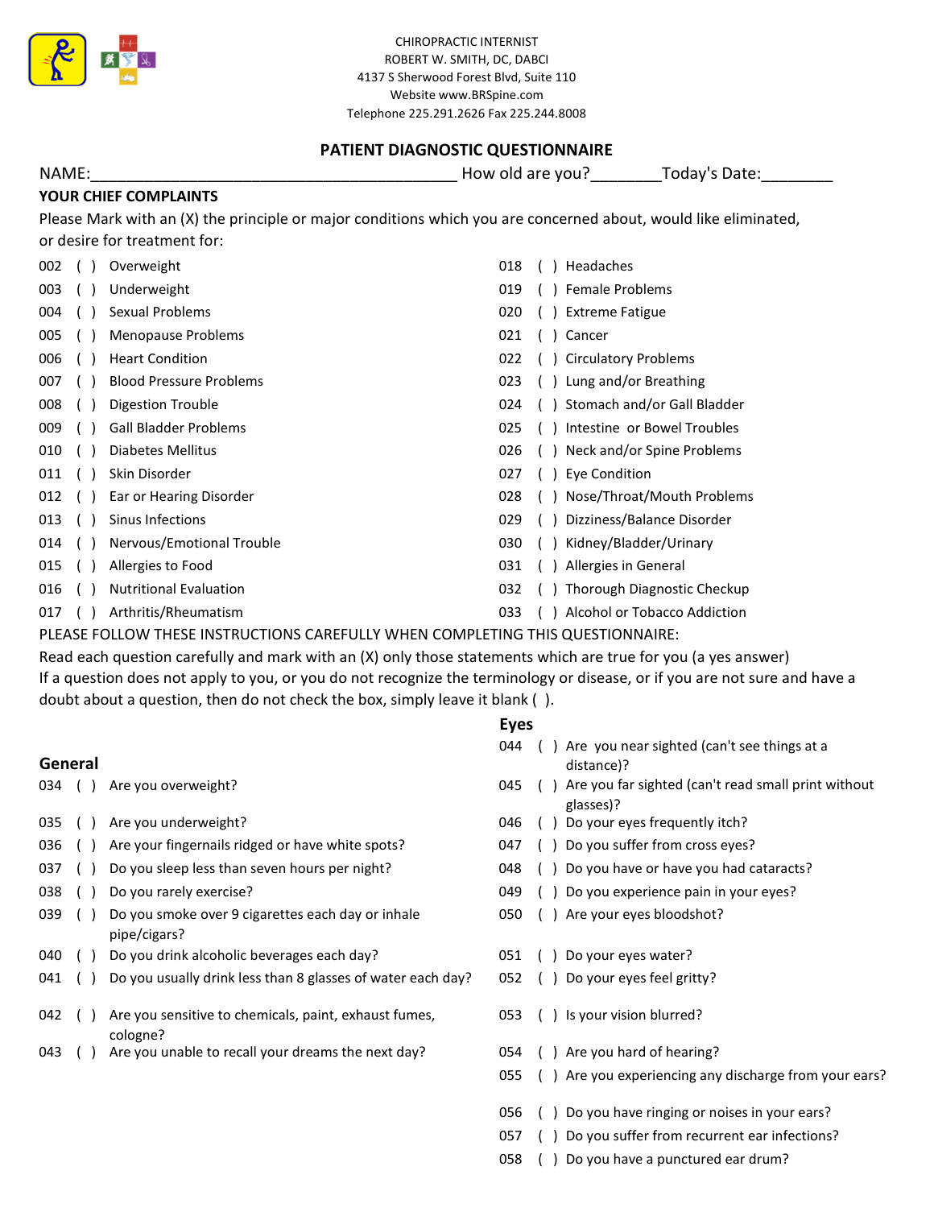CHIROPRACTIC INTERNIST
ROBERT W. SMITH, DC, DABCI
4137 S Sherwood Forest Blvd, Suite 110
Website www.BRSpine.com
Telephone 225.291.2626 Fax 225.244.8008

# PATIENT DIAGNOSTIC QUESTIONNAIRE

NAME:________________________________________ How old are you?_______Today's Date:________

**YOUR CHIEF COMPLAINTS**

Please Mark with an (X) the principle or major conditions which you are concerned about, would like eliminated, or desire for treatment for:

002 ( ) Overweight
003 ( ) Underweight
004 ( ) Sexual Problems
005 ( ) Menopause Problems
006 ( ) Heart Condition
007 ( ) Blood Pressure Problems
008 ( ) Digestion Trouble
009 ( ) Gall Bladder Problems
010 ( ) Diabetes Mellitus
011 ( ) Skin Disorder
012 ( ) Ear or Hearing Disorder
013 ( ) Sinus Infections
014 ( ) Nervous/Emotional Trouble
015 ( ) Allergies to Food
016 ( ) Nutritional Evaluation
017 ( ) Arthritis/Rheumatism
018 ( ) Headaches
019 ( ) Female Problems
020 ( ) Extreme Fatigue
021 ( ) Cancer
022 ( ) Circulatory Problems
023 ( ) Lung and/or Breathing
024 ( ) Stomach and/or Gall Bladder
025 ( ) Intestine or Bowel Troubles
026 ( ) Neck and/or Spine Problems
027 ( ) Eye Condition
028 ( ) Nose/Throat/Mouth Problems
029 ( ) Dizziness/Balance Disorder
030 ( ) Kidney/Bladder/Urinary
031 ( ) Allergies in General
032 ( ) Thorough Diagnostic Checkup
033 ( ) Alcohol or Tobacco Addiction

PLEASE FOLLOW THESE INSTRUCTIONS CAREFULLY WHEN COMPLETING THIS QUESTIONNAIRE:

Read each question carefully and mark with an (X) only those statements which are true for you (a yes answer)
If a question does not apply to you, or you do not recognize the terminology or disease, or if you are not sure and have a doubt about a question, then do not check the box, simply leave it blank ( ).

## General

034 ( ) Are you overweight?
035 ( ) Are you underweight?
036 ( ) Are your fingernails ridged or have white spots?
037 ( ) Do you sleep less than seven hours per night?
038 ( ) Do you rarely exercise?
039 ( ) Do you smoke over 9 cigarettes each day or inhale pipe/cigars?
040 ( ) Do you drink alcoholic beverages each day?
041 ( ) Do you usually drink less than 8 glasses of water each day?
042 ( ) Are you sensitive to chemicals, paint, exhaust fumes, cologne?
043 ( ) Are you unable to recall your dreams the next day?

## Eyes

044 ( ) Are you near sighted (can't see things at a distance)?
045 ( ) Are you far sighted (can't read small print without glasses)?
046 ( ) Do your eyes frequently itch?
047 ( ) Do you suffer from cross eyes?
048 ( ) Do you have or have you had cataracts?
049 ( ) Do you experience pain in your eyes?
050 ( ) Are your eyes bloodshot?
051 ( ) Do your eyes water?
052 ( ) Do your eyes feel gritty?
053 ( ) Is your vision blurred?
054 ( ) Are you hard of hearing?
055 ( ) Are you experiencing any discharge from your ears?
056 ( ) Do you have ringing or noises in your ears?
057 ( ) Do you suffer from recurrent ear infections?
058 ( ) Do you have a punctured ear drum?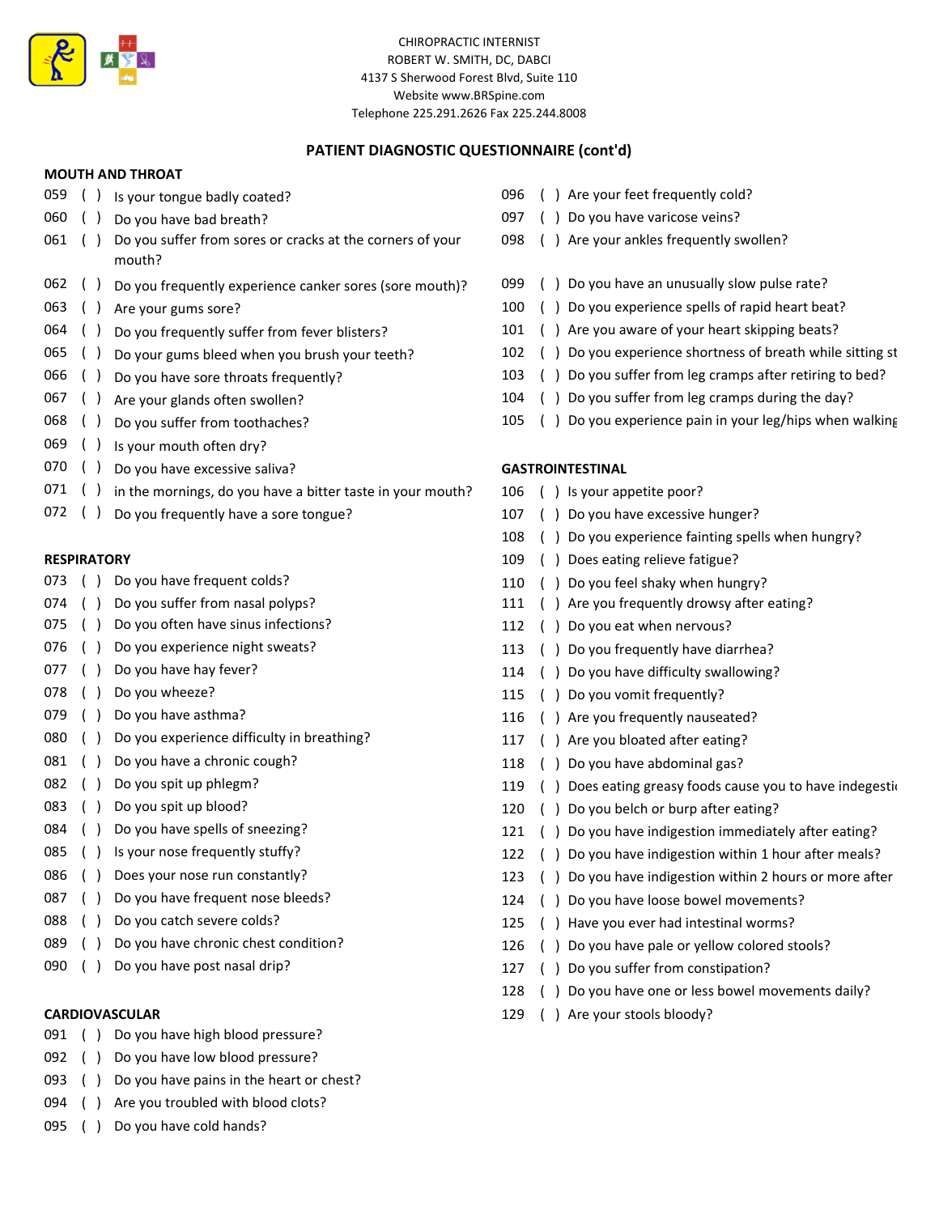CHIROPRACTIC INTERNIST
ROBERT W. SMITH, DC, DABCI
4137 S Sherwood Forest Blvd, Suite 110
Website www.BRSpine.com
Telephone 225.291.2626 Fax 225.244.8008

## PATIENT DIAGNOSTIC QUESTIONNAIRE (cont'd)

### MOUTH AND THROAT

059 ( ) Is your tongue badly coated?
060 ( ) Do you have bad breath?
061 ( ) Do you suffer from sores or cracks at the corners of your mouth?
062 ( ) Do you frequently experience canker sores (sore mouth)?
063 ( ) Are your gums sore?
064 ( ) Do you frequently suffer from fever blisters?
065 ( ) Do your gums bleed when you brush your teeth?
066 ( ) Do you have sore throats frequently?
067 ( ) Are your glands often swollen?
068 ( ) Do you suffer from toothaches?
069 ( ) Is your mouth often dry?
070 ( ) Do you have excessive saliva?
071 ( ) in the mornings, do you have a bitter taste in your mouth?
072 ( ) Do you frequently have a sore tongue?

### RESPIRATORY

073 ( ) Do you have frequent colds?
074 ( ) Do you suffer from nasal polyps?
075 ( ) Do you often have sinus infections?
076 ( ) Do you experience night sweats?
077 ( ) Do you have hay fever?
078 ( ) Do you wheeze?
079 ( ) Do you have asthma?
080 ( ) Do you experience difficulty in breathing?
081 ( ) Do you have a chronic cough?
082 ( ) Do you spit up phlegm?
083 ( ) Do you spit up blood?
084 ( ) Do you have spells of sneezing?
085 ( ) Is your nose frequently stuffy?
086 ( ) Does your nose run constantly?
087 ( ) Do you have frequent nose bleeds?
088 ( ) Do you catch severe colds?
089 ( ) Do you have chronic chest condition?
090 ( ) Do you have post nasal drip?

### CARDIOVASCULAR

091 ( ) Do you have high blood pressure?
092 ( ) Do you have low blood pressure?
093 ( ) Do you have pains in the heart or chest?
094 ( ) Are you troubled with blood clots?
095 ( ) Do you have cold hands?
096 ( ) Are your feet frequently cold?
097 ( ) Do you have varicose veins?
098 ( ) Are your ankles frequently swollen?
099 ( ) Do you have an unusually slow pulse rate?
100 ( ) Do you experience spells of rapid heart beat?
101 ( ) Are you aware of your heart skipping beats?
102 ( ) Do you experience shortness of breath while sitting st
103 ( ) Do you suffer from leg cramps after retiring to bed?
104 ( ) Do you suffer from leg cramps during the day?
105 ( ) Do you experience pain in your leg/hips when walking

### GASTROINTESTINAL

106 ( ) Is your appetite poor?
107 ( ) Do you have excessive hunger?
108 ( ) Do you experience fainting spells when hungry?
109 ( ) Does eating relieve fatigue?
110 ( ) Do you feel shaky when hungry?
111 ( ) Are you frequently drowsy after eating?
112 ( ) Do you eat when nervous?
113 ( ) Do you frequently have diarrhea?
114 ( ) Do you have difficulty swallowing?
115 ( ) Do you vomit frequently?
116 ( ) Are you frequently nauseated?
117 ( ) Are you bloated after eating?
118 ( ) Do you have abdominal gas?
119 ( ) Does eating greasy foods cause you to have indegesti
120 ( ) Do you belch or burp after eating?
121 ( ) Do you have indigestion immediately after eating?
122 ( ) Do you have indigestion within 1 hour after meals?
123 ( ) Do you have indigestion within 2 hours or more after
124 ( ) Do you have loose bowel movements?
125 ( ) Have you ever had intestinal worms?
126 ( ) Do you have pale or yellow colored stools?
127 ( ) Do you suffer from constipation?
128 ( ) Do you have one or less bowel movements daily?
129 ( ) Are your stools bloody?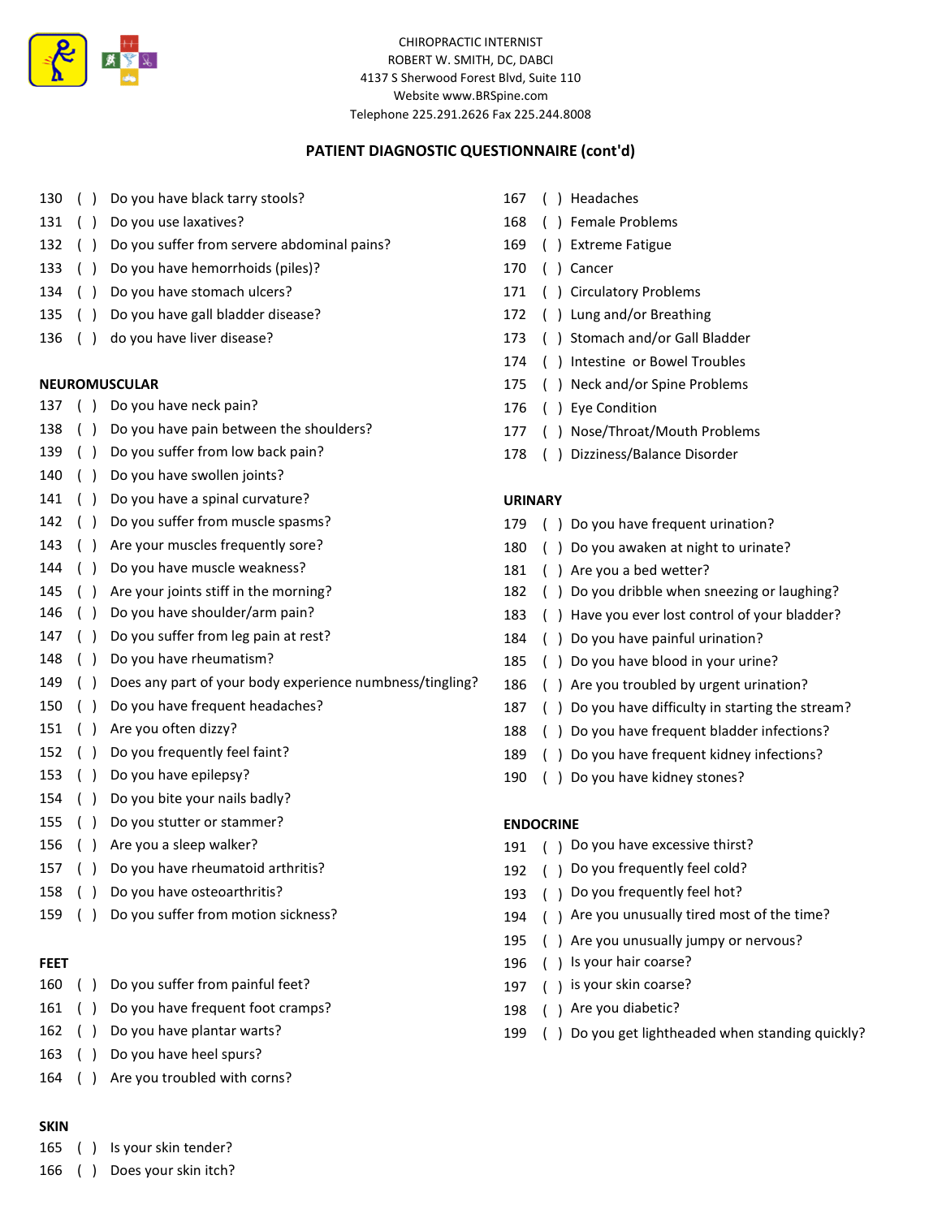CHIROPRACTIC INTERNIST
ROBERT W. SMITH, DC, DABCI
4137 S Sherwood Forest Blvd, Suite 110
Website www.BRSpine.com
Telephone 225.291.2626 Fax 225.244.8008

## PATIENT DIAGNOSTIC QUESTIONNAIRE (cont'd)

130 ( ) Do you have black tarry stools?
131 ( ) Do you use laxatives?
132 ( ) Do you suffer from servere abdominal pains?
133 ( ) Do you have hemorrhoids (piles)?
134 ( ) Do you have stomach ulcers?
135 ( ) Do you have gall bladder disease?
136 ( ) do you have liver disease?

**NEUROMUSCULAR**

137 ( ) Do you have neck pain?
138 ( ) Do you have pain between the shoulders?
139 ( ) Do you suffer from low back pain?
140 ( ) Do you have swollen joints?
141 ( ) Do you have a spinal curvature?
142 ( ) Do you suffer from muscle spasms?
143 ( ) Are your muscles frequently sore?
144 ( ) Do you have muscle weakness?
145 ( ) Are your joints stiff in the morning?
146 ( ) Do you have shoulder/arm pain?
147 ( ) Do you suffer from leg pain at rest?
148 ( ) Do you have rheumatism?
149 ( ) Does any part of your body experience numbness/tingling?
150 ( ) Do you have frequent headaches?
151 ( ) Are you often dizzy?
152 ( ) Do you frequently feel faint?
153 ( ) Do you have epilepsy?
154 ( ) Do you bite your nails badly?
155 ( ) Do you stutter or stammer?
156 ( ) Are you a sleep walker?
157 ( ) Do you have rheumatoid arthritis?
158 ( ) Do you have osteoarthritis?
159 ( ) Do you suffer from motion sickness?

**FEET**

160 ( ) Do you suffer from painful feet?
161 ( ) Do you have frequent foot cramps?
162 ( ) Do you have plantar warts?
163 ( ) Do you have heel spurs?
164 ( ) Are you troubled with corns?

**SKIN**

165 ( ) Is your skin tender?
166 ( ) Does your skin itch?
167 ( ) Headaches
168 ( ) Female Problems
169 ( ) Extreme Fatigue
170 ( ) Cancer
171 ( ) Circulatory Problems
172 ( ) Lung and/or Breathing
173 ( ) Stomach and/or Gall Bladder
174 ( ) Intestine or Bowel Troubles
175 ( ) Neck and/or Spine Problems
176 ( ) Eye Condition
177 ( ) Nose/Throat/Mouth Problems
178 ( ) Dizziness/Balance Disorder

**URINARY**

179 ( ) Do you have frequent urination?
180 ( ) Do you awaken at night to urinate?
181 ( ) Are you a bed wetter?
182 ( ) Do you dribble when sneezing or laughing?
183 ( ) Have you ever lost control of your bladder?
184 ( ) Do you have painful urination?
185 ( ) Do you have blood in your urine?
186 ( ) Are you troubled by urgent urination?
187 ( ) Do you have difficulty in starting the stream?
188 ( ) Do you have frequent bladder infections?
189 ( ) Do you have frequent kidney infections?
190 ( ) Do you have kidney stones?

**ENDOCRINE**

191 ( ) Do you have excessive thirst?
192 ( ) Do you frequently feel cold?
193 ( ) Do you frequently feel hot?
194 ( ) Are you unusually tired most of the time?
195 ( ) Are you unusually jumpy or nervous?
196 ( ) Is your hair coarse?
197 ( ) is your skin coarse?
198 ( ) Are you diabetic?
199 ( ) Do you get lightheaded when standing quickly?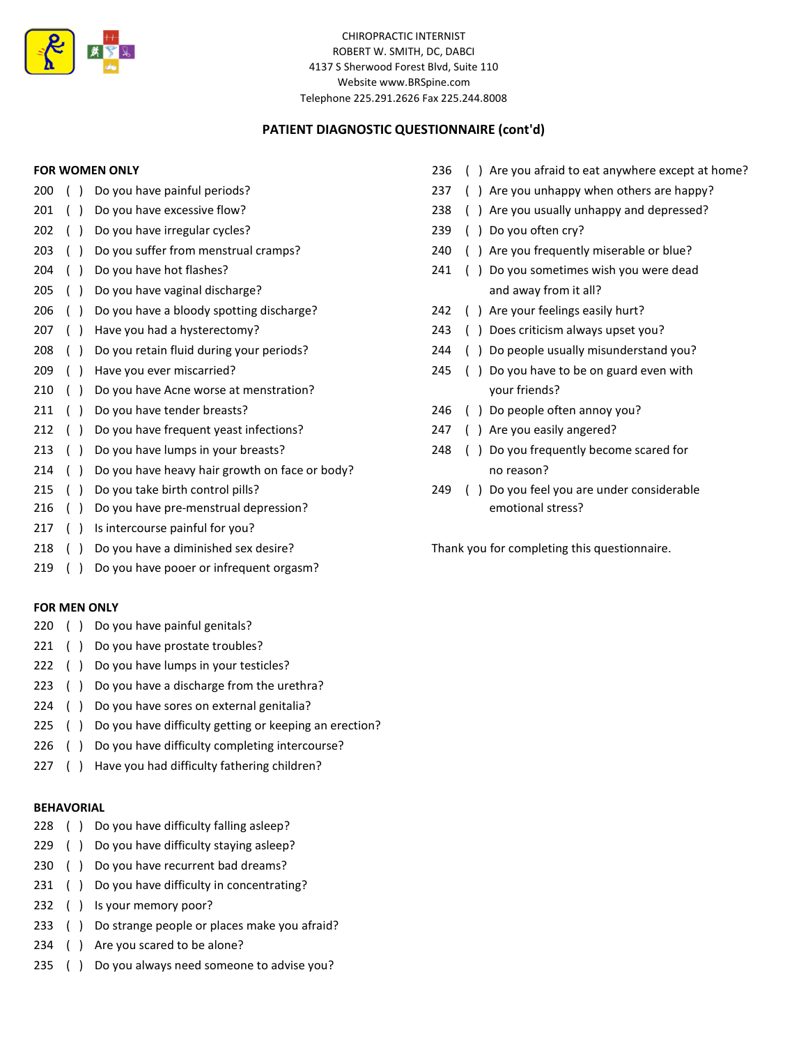CHIROPRACTIC INTERNIST
ROBERT W. SMITH, DC, DABCI
4137 S Sherwood Forest Blvd, Suite 110
Website www.BRSpine.com
Telephone 225.291.2626 Fax 225.244.8008

## PATIENT DIAGNOSTIC QUESTIONNAIRE (cont'd)

**FOR WOMEN ONLY**

200 ( ) Do you have painful periods?
201 ( ) Do you have excessive flow?
202 ( ) Do you have irregular cycles?
203 ( ) Do you suffer from menstrual cramps?
204 ( ) Do you have hot flashes?
205 ( ) Do you have vaginal discharge?
206 ( ) Do you have a bloody spotting discharge?
207 ( ) Have you had a hysterectomy?
208 ( ) Do you retain fluid during your periods?
209 ( ) Have you ever miscarried?
210 ( ) Do you have Acne worse at menstration?
211 ( ) Do you have tender breasts?
212 ( ) Do you have frequent yeast infections?
213 ( ) Do you have lumps in your breasts?
214 ( ) Do you have heavy hair growth on face or body?
215 ( ) Do you take birth control pills?
216 ( ) Do you have pre-menstrual depression?
217 ( ) Is intercourse painful for you?
218 ( ) Do you have a diminished sex desire?
219 ( ) Do you have pooer or infrequent orgasm?

**FOR MEN ONLY**

220 ( ) Do you have painful genitals?
221 ( ) Do you have prostate troubles?
222 ( ) Do you have lumps in your testicles?
223 ( ) Do you have a discharge from the urethra?
224 ( ) Do you have sores on external genitalia?
225 ( ) Do you have difficulty getting or keeping an erection?
226 ( ) Do you have difficulty completing intercourse?
227 ( ) Have you had difficulty fathering children?

**BEHAVORIAL**

228 ( ) Do you have difficulty falling asleep?
229 ( ) Do you have difficulty staying asleep?
230 ( ) Do you have recurrent bad dreams?
231 ( ) Do you have difficulty in concentrating?
232 ( ) Is your memory poor?
233 ( ) Do strange people or places make you afraid?
234 ( ) Are you scared to be alone?
235 ( ) Do you always need someone to advise you?
236 ( ) Are you afraid to eat anywhere except at home?
237 ( ) Are you unhappy when others are happy?
238 ( ) Are you usually unhappy and depressed?
239 ( ) Do you often cry?
240 ( ) Are you frequently miserable or blue?
241 ( ) Do you sometimes wish you were dead and away from it all?
242 ( ) Are your feelings easily hurt?
243 ( ) Does criticism always upset you?
244 ( ) Do people usually misunderstand you?
245 ( ) Do you have to be on guard even with your friends?
246 ( ) Do people often annoy you?
247 ( ) Are you easily angered?
248 ( ) Do you frequently become scared for no reason?
249 ( ) Do you feel you are under considerable emotional stress?

Thank you for completing this questionnaire.